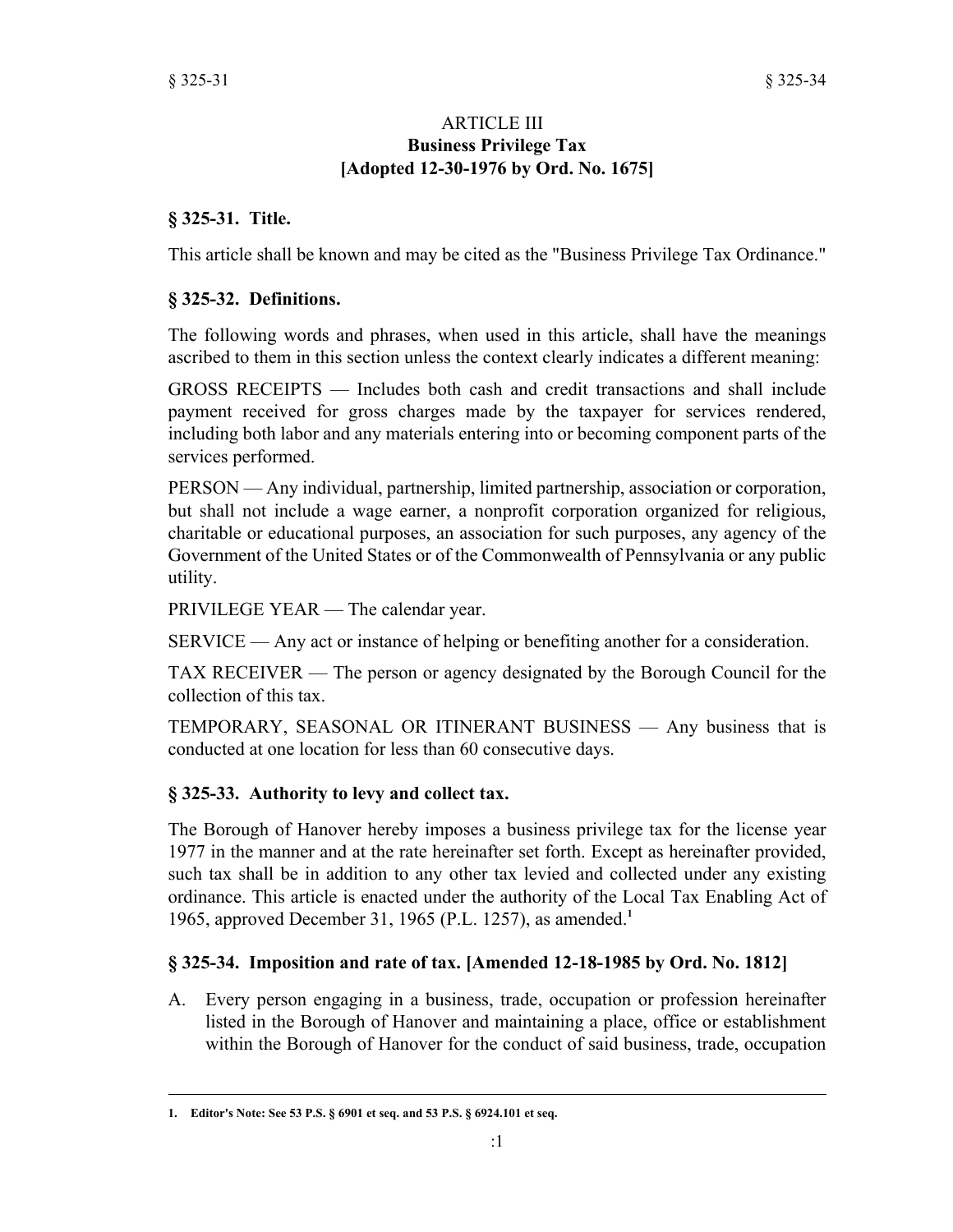## ARTICLE III
## Business Privilege Tax
## [Adopted 12-30-1976 by Ord. No. 1675]

### § 325-31. Title.

This article shall be known and may be cited as the "Business Privilege Tax Ordinance."

### § 325-32. Definitions.

The following words and phrases, when used in this article, shall have the meanings ascribed to them in this section unless the context clearly indicates a different meaning:

GROSS RECEIPTS — Includes both cash and credit transactions and shall include payment received for gross charges made by the taxpayer for services rendered, including both labor and any materials entering into or becoming component parts of the services performed.

PERSON — Any individual, partnership, limited partnership, association or corporation, but shall not include a wage earner, a nonprofit corporation organized for religious, charitable or educational purposes, an association for such purposes, any agency of the Government of the United States or of the Commonwealth of Pennsylvania or any public utility.

PRIVILEGE YEAR — The calendar year.

SERVICE — Any act or instance of helping or benefiting another for a consideration.

TAX RECEIVER — The person or agency designated by the Borough Council for the collection of this tax.

TEMPORARY, SEASONAL OR ITINERANT BUSINESS — Any business that is conducted at one location for less than 60 consecutive days.

### § 325-33. Authority to levy and collect tax.

The Borough of Hanover hereby imposes a business privilege tax for the license year 1977 in the manner and at the rate hereinafter set forth. Except as hereinafter provided, such tax shall be in addition to any other tax levied and collected under any existing ordinance. This article is enacted under the authority of the Local Tax Enabling Act of 1965, approved December 31, 1965 (P.L. 1257), as amended.[1]

### § 325-34. Imposition and rate of tax. [Amended 12-18-1985 by Ord. No. 1812]

A. Every person engaging in a business, trade, occupation or profession hereinafter listed in the Borough of Hanover and maintaining a place, office or establishment within the Borough of Hanover for the conduct of said business, trade, occupation

---

1. **Editor's Note: See 53 P.S. § 6901 et seq. and 53 P.S. § 6924.101 et seq.**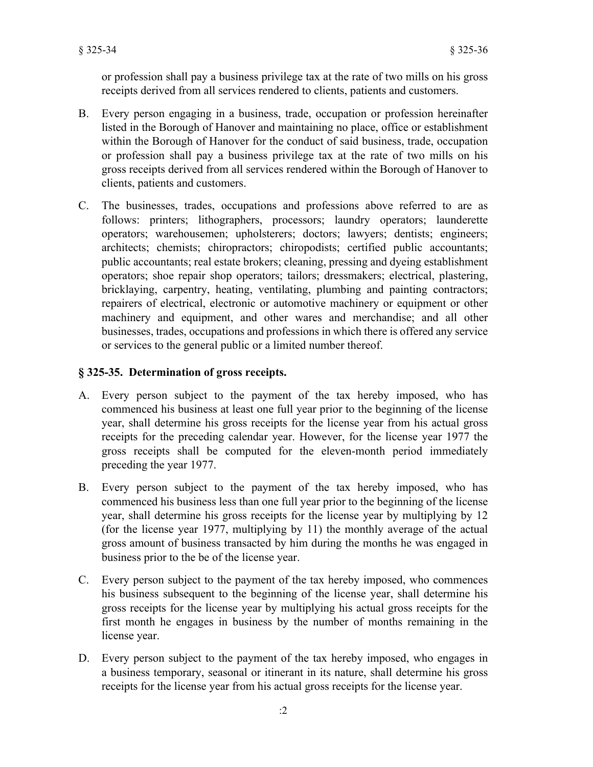or profession shall pay a business privilege tax at the rate of two mills on his gross receipts derived from all services rendered to clients, patients and customers.

B. Every person engaging in a business, trade, occupation or profession hereinafter listed in the Borough of Hanover and maintaining no place, office or establishment within the Borough of Hanover for the conduct of said business, trade, occupation or profession shall pay a business privilege tax at the rate of two mills on his gross receipts derived from all services rendered within the Borough of Hanover to clients, patients and customers.

C. The businesses, trades, occupations and professions above referred to are as follows: printers; lithographers, processors; laundry operators; launderette operators; warehousemen; upholsterers; doctors; lawyers; dentists; engineers; architects; chemists; chiropractors; chiropodists; certified public accountants; public accountants; real estate brokers; cleaning, pressing and dyeing establishment operators; shoe repair shop operators; tailors; dressmakers; electrical, plastering, bricklaying, carpentry, heating, ventilating, plumbing and painting contractors; repairers of electrical, electronic or automotive machinery or equipment or other machinery and equipment, and other wares and merchandise; and all other businesses, trades, occupations and professions in which there is offered any service or services to the general public or a limited number thereof.

### § 325-35. Determination of gross receipts.

A. Every person subject to the payment of the tax hereby imposed, who has commenced his business at least one full year prior to the beginning of the license year, shall determine his gross receipts for the license year from his actual gross receipts for the preceding calendar year. However, for the license year 1977 the gross receipts shall be computed for the eleven-month period immediately preceding the year 1977.

B. Every person subject to the payment of the tax hereby imposed, who has commenced his business less than one full year prior to the beginning of the license year, shall determine his gross receipts for the license year by multiplying by 12 (for the license year 1977, multiplying by 11) the monthly average of the actual gross amount of business transacted by him during the months he was engaged in business prior to the be of the license year.

C. Every person subject to the payment of the tax hereby imposed, who commences his business subsequent to the beginning of the license year, shall determine his gross receipts for the license year by multiplying his actual gross receipts for the first month he engages in business by the number of months remaining in the license year.

D. Every person subject to the payment of the tax hereby imposed, who engages in a business temporary, seasonal or itinerant in its nature, shall determine his gross receipts for the license year from his actual gross receipts for the license year.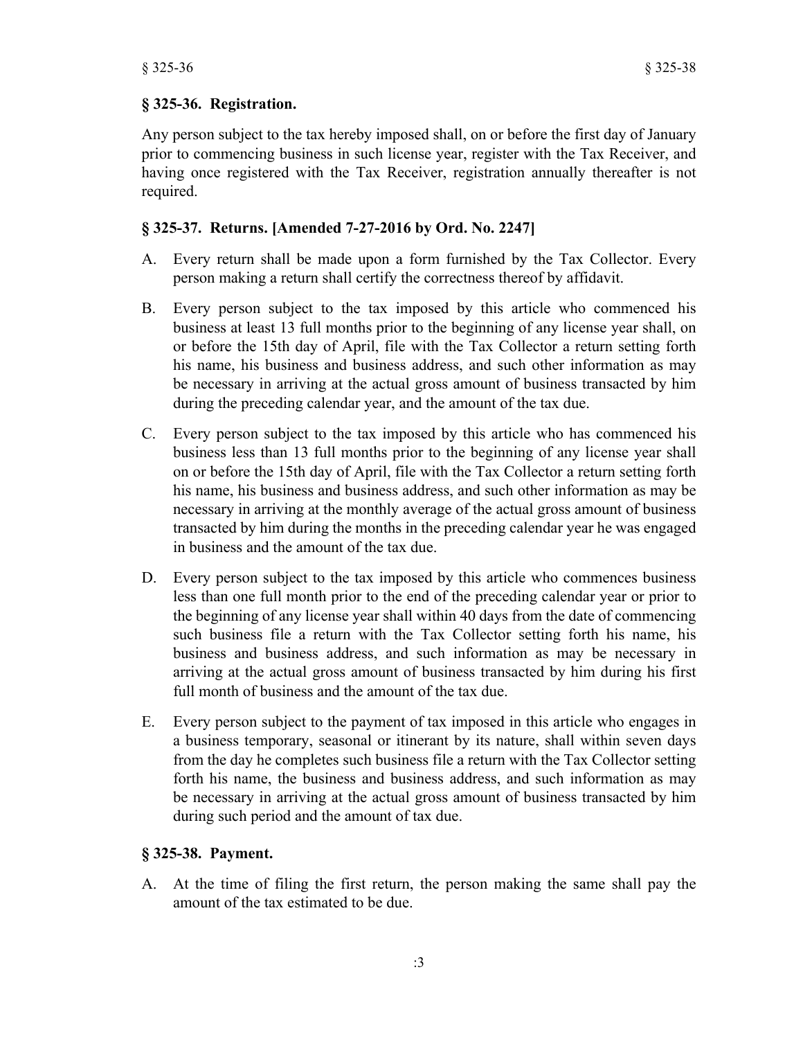### § 325-36. Registration.

Any person subject to the tax hereby imposed shall, on or before the first day of January prior to commencing business in such license year, register with the Tax Receiver, and having once registered with the Tax Receiver, registration annually thereafter is not required.

### § 325-37. Returns. [Amended 7-27-2016 by Ord. No. 2247]

A. Every return shall be made upon a form furnished by the Tax Collector. Every person making a return shall certify the correctness thereof by affidavit.

B. Every person subject to the tax imposed by this article who commenced his business at least 13 full months prior to the beginning of any license year shall, on or before the 15th day of April, file with the Tax Collector a return setting forth his name, his business and business address, and such other information as may be necessary in arriving at the actual gross amount of business transacted by him during the preceding calendar year, and the amount of the tax due.

C. Every person subject to the tax imposed by this article who has commenced his business less than 13 full months prior to the beginning of any license year shall on or before the 15th day of April, file with the Tax Collector a return setting forth his name, his business and business address, and such other information as may be necessary in arriving at the monthly average of the actual gross amount of business transacted by him during the months in the preceding calendar year he was engaged in business and the amount of the tax due.

D. Every person subject to the tax imposed by this article who commences business less than one full month prior to the end of the preceding calendar year or prior to the beginning of any license year shall within 40 days from the date of commencing such business file a return with the Tax Collector setting forth his name, his business and business address, and such information as may be necessary in arriving at the actual gross amount of business transacted by him during his first full month of business and the amount of the tax due.

E. Every person subject to the payment of tax imposed in this article who engages in a business temporary, seasonal or itinerant by its nature, shall within seven days from the day he completes such business file a return with the Tax Collector setting forth his name, the business and business address, and such information as may be necessary in arriving at the actual gross amount of business transacted by him during such period and the amount of tax due.

### § 325-38. Payment.

A. At the time of filing the first return, the person making the same shall pay the amount of the tax estimated to be due.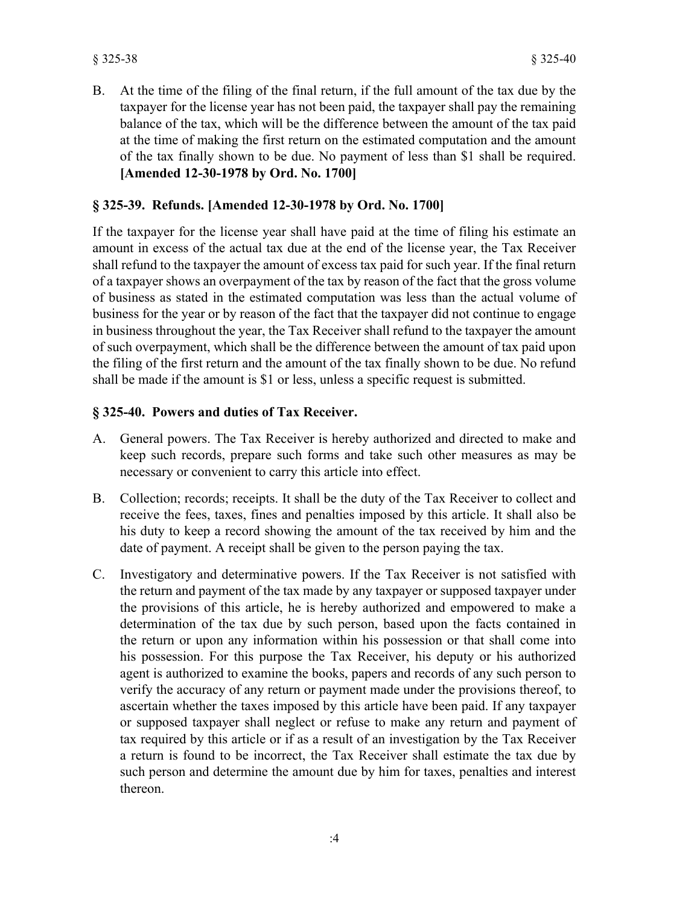B. At the time of the filing of the final return, if the full amount of the tax due by the taxpayer for the license year has not been paid, the taxpayer shall pay the remaining balance of the tax, which will be the difference between the amount of the tax paid at the time of making the first return on the estimated computation and the amount of the tax finally shown to be due. No payment of less than $1 shall be required. **[Amended 12-30-1978 by Ord. No. 1700]**

### § 325-39. Refunds. [Amended 12-30-1978 by Ord. No. 1700]

If the taxpayer for the license year shall have paid at the time of filing his estimate an amount in excess of the actual tax due at the end of the license year, the Tax Receiver shall refund to the taxpayer the amount of excess tax paid for such year. If the final return of a taxpayer shows an overpayment of the tax by reason of the fact that the gross volume of business as stated in the estimated computation was less than the actual volume of business for the year or by reason of the fact that the taxpayer did not continue to engage in business throughout the year, the Tax Receiver shall refund to the taxpayer the amount of such overpayment, which shall be the difference between the amount of tax paid upon the filing of the first return and the amount of the tax finally shown to be due. No refund shall be made if the amount is $1 or less, unless a specific request is submitted.

### § 325-40. Powers and duties of Tax Receiver.

A. General powers. The Tax Receiver is hereby authorized and directed to make and keep such records, prepare such forms and take such other measures as may be necessary or convenient to carry this article into effect.

B. Collection; records; receipts. It shall be the duty of the Tax Receiver to collect and receive the fees, taxes, fines and penalties imposed by this article. It shall also be his duty to keep a record showing the amount of the tax received by him and the date of payment. A receipt shall be given to the person paying the tax.

C. Investigatory and determinative powers. If the Tax Receiver is not satisfied with the return and payment of the tax made by any taxpayer or supposed taxpayer under the provisions of this article, he is hereby authorized and empowered to make a determination of the tax due by such person, based upon the facts contained in the return or upon any information within his possession or that shall come into his possession. For this purpose the Tax Receiver, his deputy or his authorized agent is authorized to examine the books, papers and records of any such person to verify the accuracy of any return or payment made under the provisions thereof, to ascertain whether the taxes imposed by this article have been paid. If any taxpayer or supposed taxpayer shall neglect or refuse to make any return and payment of tax required by this article or if as a result of an investigation by the Tax Receiver a return is found to be incorrect, the Tax Receiver shall estimate the tax due by such person and determine the amount due by him for taxes, penalties and interest thereon.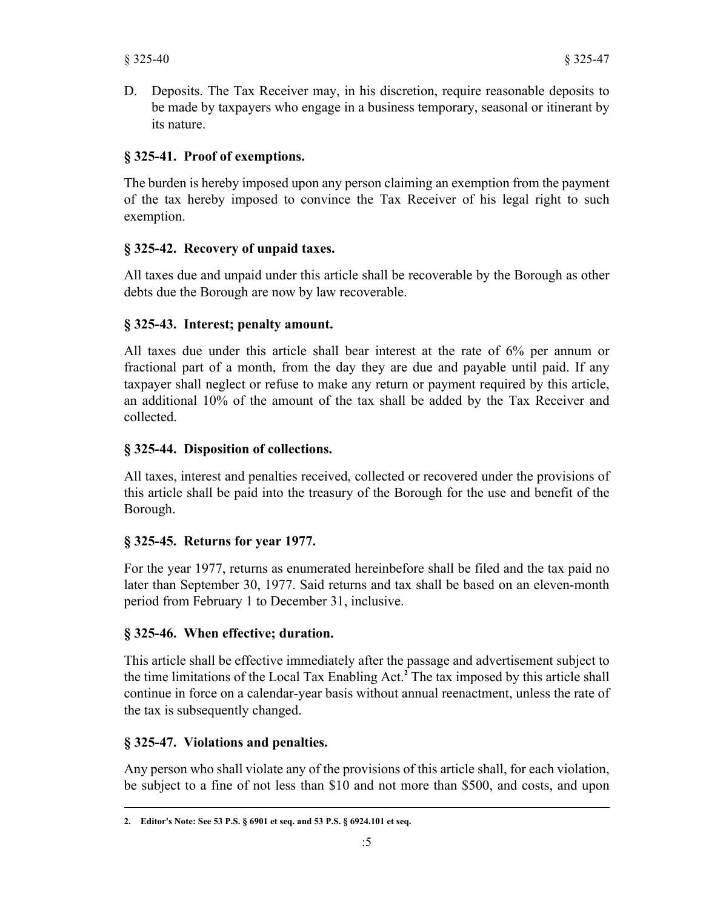D. Deposits. The Tax Receiver may, in his discretion, require reasonable deposits to be made by taxpayers who engage in a business temporary, seasonal or itinerant by its nature.

### § 325-41. Proof of exemptions.

The burden is hereby imposed upon any person claiming an exemption from the payment of the tax hereby imposed to convince the Tax Receiver of his legal right to such exemption.

### § 325-42. Recovery of unpaid taxes.

All taxes due and unpaid under this article shall be recoverable by the Borough as other debts due the Borough are now by law recoverable.

### § 325-43. Interest; penalty amount.

All taxes due under this article shall bear interest at the rate of 6% per annum or fractional part of a month, from the day they are due and payable until paid. If any taxpayer shall neglect or refuse to make any return or payment required by this article, an additional 10% of the amount of the tax shall be added by the Tax Receiver and collected.

### § 325-44. Disposition of collections.

All taxes, interest and penalties received, collected or recovered under the provisions of this article shall be paid into the treasury of the Borough for the use and benefit of the Borough.

### § 325-45. Returns for year 1977.

For the year 1977, returns as enumerated hereinbefore shall be filed and the tax paid no later than September 30, 1977. Said returns and tax shall be based on an eleven-month period from February 1 to December 31, inclusive.

### § 325-46. When effective; duration.

This article shall be effective immediately after the passage and advertisement subject to the time limitations of the Local Tax Enabling Act.[2] The tax imposed by this article shall continue in force on a calendar-year basis without annual reenactment, unless the rate of the tax is subsequently changed.

### § 325-47. Violations and penalties.

Any person who shall violate any of the provisions of this article shall, for each violation, be subject to a fine of not less than $10 and not more than $500, and costs, and upon

---

**2. Editor's Note: See 53 P.S. § 6901 et seq. and 53 P.S. § 6924.101 et seq.**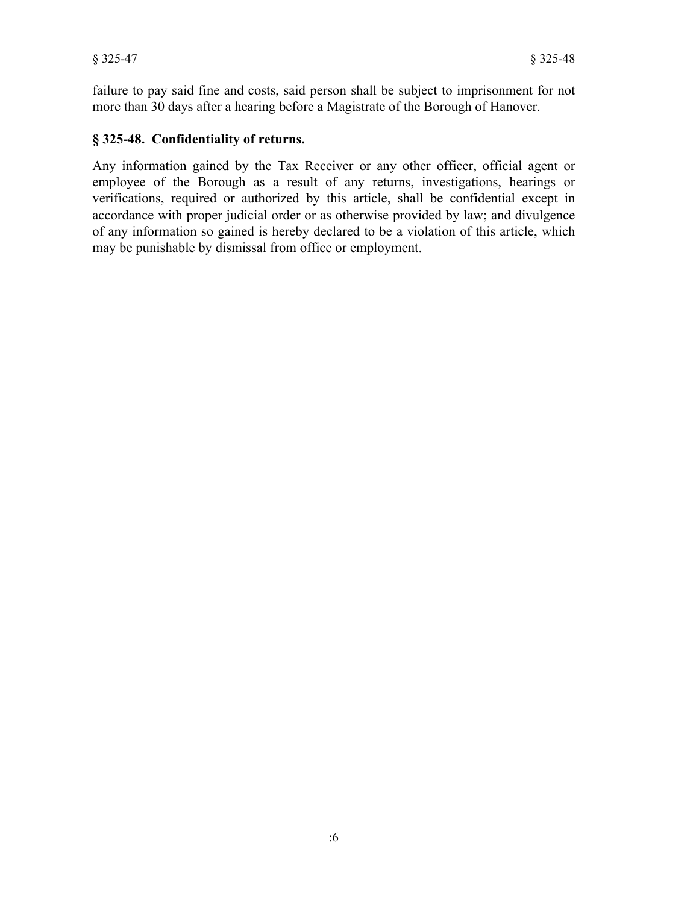failure to pay said fine and costs, said person shall be subject to imprisonment for not more than 30 days after a hearing before a Magistrate of the Borough of Hanover.

## § 325-48. Confidentiality of returns.

Any information gained by the Tax Receiver or any other officer, official agent or employee of the Borough as a result of any returns, investigations, hearings or verifications, required or authorized by this article, shall be confidential except in accordance with proper judicial order or as otherwise provided by law; and divulgence of any information so gained is hereby declared to be a violation of this article, which may be punishable by dismissal from office or employment.